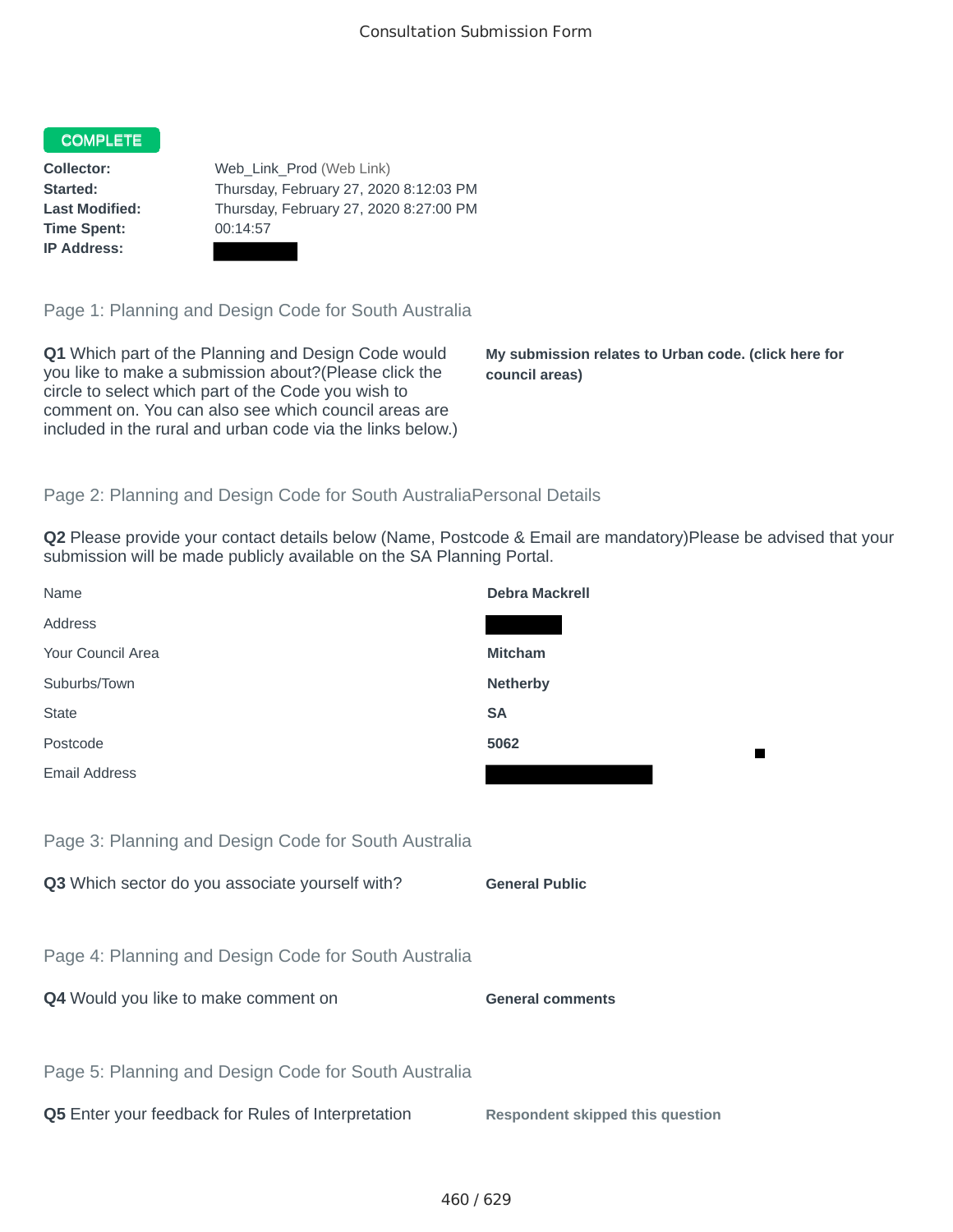Consultation Submission Form

**COMPLETE**

**Collector:** Web_Link_Prod (Web Link)
**Started:** Thursday, February 27, 2020 8:12:03 PM
**Last Modified:** Thursday, February 27, 2020 8:27:00 PM
**Time Spent:** 00:14:57
**IP Address:**

## Page 1: Planning and Design Code for South Australia

**Q1** Which part of the Planning and Design Code would you like to make a submission about?(Please click the circle to select which part of the Code you wish to comment on. You can also see which council areas are included in the rural and urban code via the links below.)

**My submission relates to Urban code. (click here for council areas)**

## Page 2: Planning and Design Code for South AustraliaPersonal Details

**Q2** Please provide your contact details below (Name, Postcode & Email are mandatory)Please be advised that your submission will be made publicly available on the SA Planning Portal.

| | |
|---|---|
| Name | **Debra Mackrell** |
| Address | |
| Your Council Area | **Mitcham** |
| Suburbs/Town | **Netherby** |
| State | **SA** |
| Postcode | **5062** |
| Email Address | |

## Page 3: Planning and Design Code for South Australia

**Q3** Which sector do you associate yourself with? **General Public**

## Page 4: Planning and Design Code for South Australia

**Q4** Would you like to make comment on **General comments**

## Page 5: Planning and Design Code for South Australia

**Q5** Enter your feedback for Rules of Interpretation **Respondent skipped this question**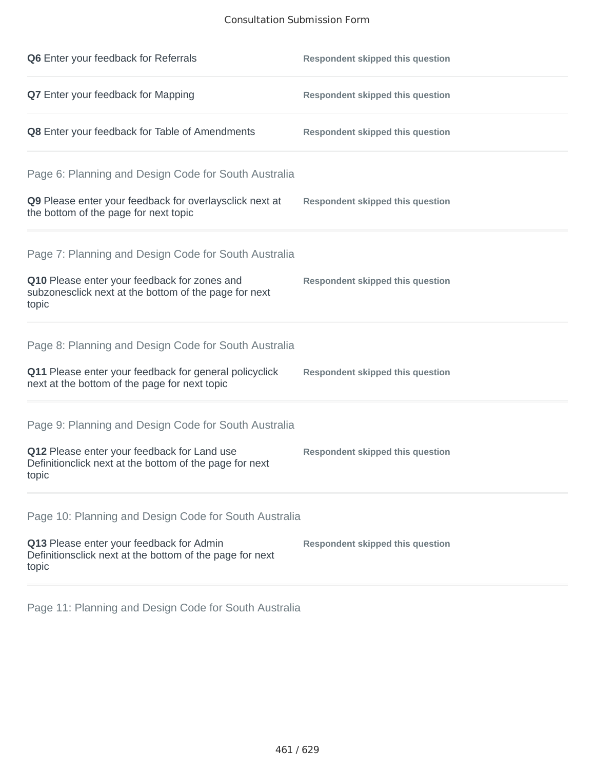| | |
|---|---|
| **Q6** Enter your feedback for Referrals | **Respondent skipped this question** |
| **Q7** Enter your feedback for Mapping | **Respondent skipped this question** |
| **Q8** Enter your feedback for Table of Amendments | **Respondent skipped this question** |

## Page 6: Planning and Design Code for South Australia

| | |
|---|---|
| **Q9** Please enter your feedback for overlaysclick next at the bottom of the page for next topic | **Respondent skipped this question** |

## Page 7: Planning and Design Code for South Australia

| | |
|---|---|
| **Q10** Please enter your feedback for zones and subzonesclick next at the bottom of the page for next topic | **Respondent skipped this question** |

## Page 8: Planning and Design Code for South Australia

| | |
|---|---|
| **Q11** Please enter your feedback for general policyclick next at the bottom of the page for next topic | **Respondent skipped this question** |

## Page 9: Planning and Design Code for South Australia

| | |
|---|---|
| **Q12** Please enter your feedback for Land use Definitionclick next at the bottom of the page for next topic | **Respondent skipped this question** |

## Page 10: Planning and Design Code for South Australia

| | |
|---|---|
| **Q13** Please enter your feedback for Admin Definitionsclick next at the bottom of the page for next topic | **Respondent skipped this question** |

## Page 11: Planning and Design Code for South Australia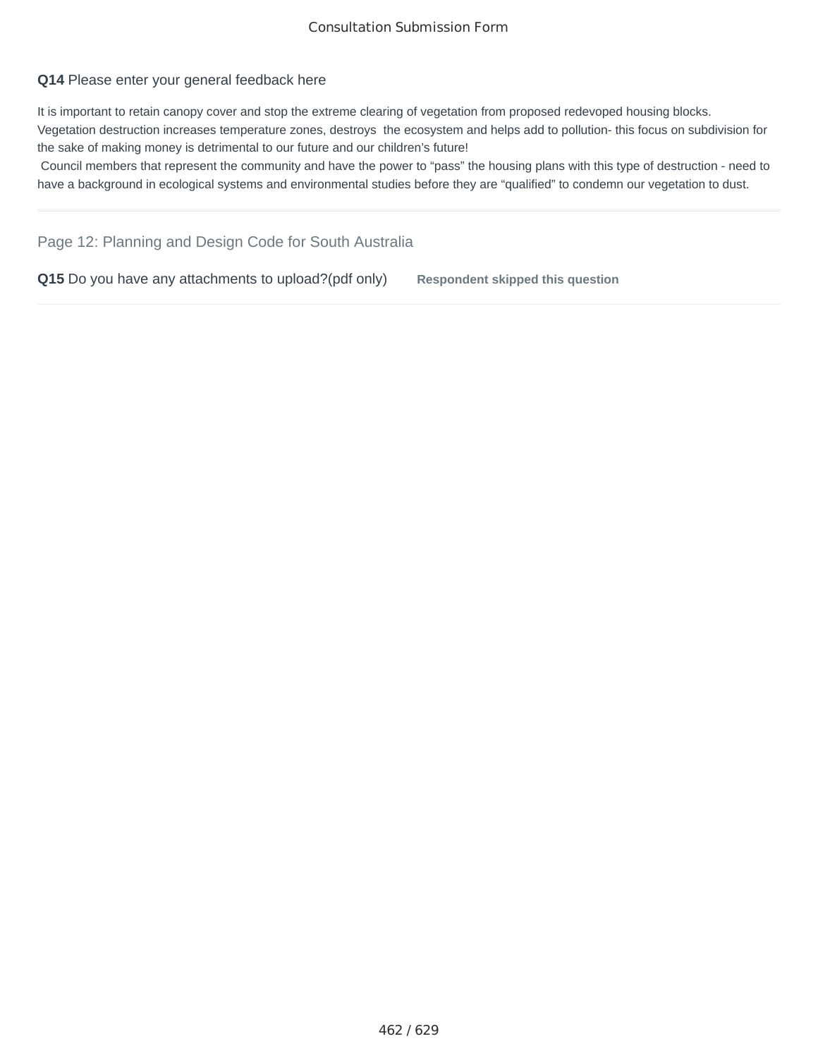**Q14** Please enter your general feedback here

It is important to retain canopy cover and stop the extreme clearing of vegetation from proposed redevoped housing blocks. Vegetation destruction increases temperature zones, destroys the ecosystem and helps add to pollution- this focus on subdivision for the sake of making money is detrimental to our future and our children's future!

Council members that represent the community and have the power to "pass" the housing plans with this type of destruction - need to have a background in ecological systems and environmental studies before they are "qualified" to condemn our vegetation to dust.

---

## Page 12: Planning and Design Code for South Australia

**Q15** Do you have any attachments to upload?(pdf only) **Respondent skipped this question**